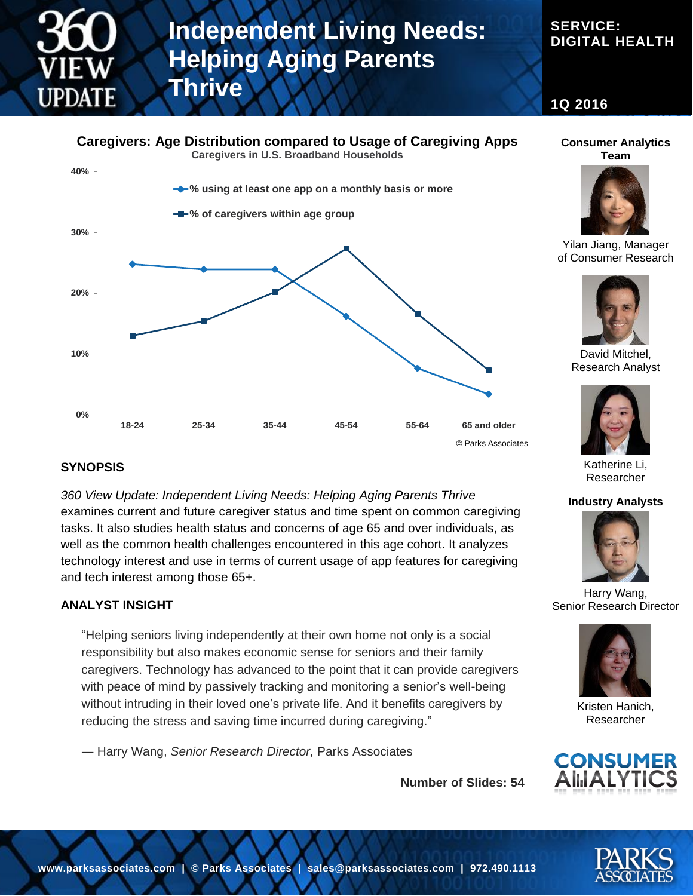# Independent Living Needs: Helping Aging Parents Thrive

**360 VIEW UPDATE**

**SERVICE: DIGITAL HEALTH**

**1Q 2016**

## Caregivers: Age Distribution compared to Usage of Caregiving Apps

Caregivers in U.S. Broadband Households

| Age group | % using at least one app on a monthly basis or more | % of caregivers within age group |
|---|---|---|
| 18-24 | ~25% | ~13% |
| 25-34 | ~24% | ~15% |
| 35-44 | ~24% | ~20% |
| 45-54 | ~16% | ~27% |
| 55-64 | ~8% | ~17% |
| 65 and older | ~3% | ~7% |

© Parks Associates

## SYNOPSIS

*360 View Update: Independent Living Needs: Helping Aging Parents Thrive* examines current and future caregiver status and time spent on common caregiving tasks. It also studies health status and concerns of age 65 and over individuals, as well as the common health challenges encountered in this age cohort. It analyzes technology interest and use in terms of current usage of app features for caregiving and tech interest among those 65+.

## ANALYST INSIGHT

> "Helping seniors living independently at their own home not only is a social responsibility but also makes economic sense for seniors and their family caregivers. Technology has advanced to the point that it can provide caregivers with peace of mind by passively tracking and monitoring a senior's well-being without intruding in their loved one's private life. And it benefits caregivers by reducing the stress and saving time incurred during caregiving."
>
> — Harry Wang, *Senior Research Director,* Parks Associates

**Number of Slides: 54**

### Consumer Analytics Team

- Yilan Jiang, Manager of Consumer Research
- David Mitchel, Research Analyst
- Katherine Li, Researcher

### Industry Analysts

- Harry Wang, Senior Research Director
- Kristen Hanich, Researcher

CONSUMER ANALYTICS

www.parksassociates.com | © Parks Associates | sales@parksassociates.com | 972.490.1113

PARKS ASSOCIATES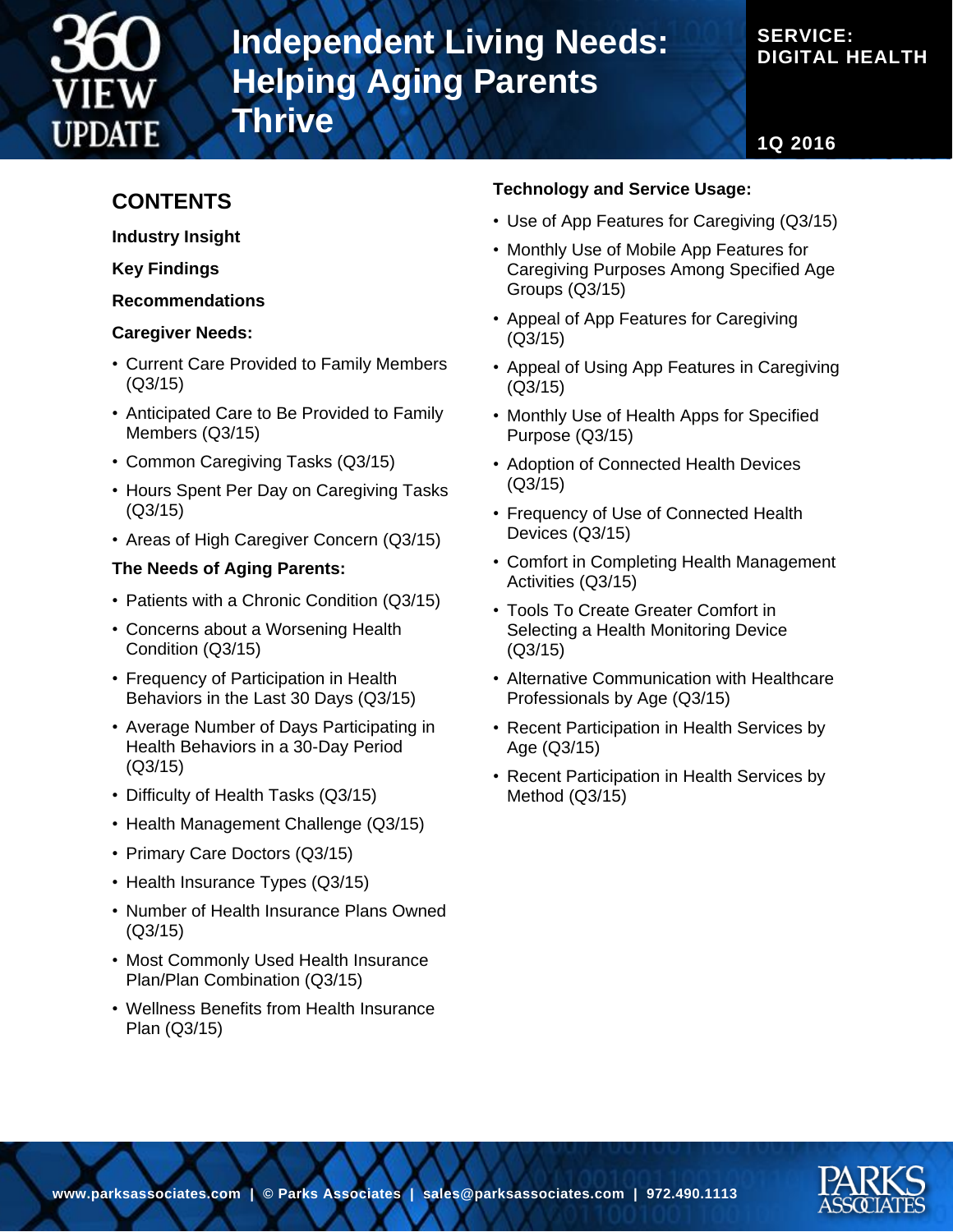# Independent Living Needs: Helping Aging Parents Thrive

**SERVICE: DIGITAL HEALTH**

**1Q 2016**

## CONTENTS

**Industry Insight**

**Key Findings**

**Recommendations**

**Caregiver Needs:**

- Current Care Provided to Family Members (Q3/15)
- Anticipated Care to Be Provided to Family Members (Q3/15)
- Common Caregiving Tasks (Q3/15)
- Hours Spent Per Day on Caregiving Tasks (Q3/15)
- Areas of High Caregiver Concern (Q3/15)

**The Needs of Aging Parents:**

- Patients with a Chronic Condition (Q3/15)
- Concerns about a Worsening Health Condition (Q3/15)
- Frequency of Participation in Health Behaviors in the Last 30 Days (Q3/15)
- Average Number of Days Participating in Health Behaviors in a 30-Day Period (Q3/15)
- Difficulty of Health Tasks (Q3/15)
- Health Management Challenge (Q3/15)
- Primary Care Doctors (Q3/15)
- Health Insurance Types (Q3/15)
- Number of Health Insurance Plans Owned (Q3/15)
- Most Commonly Used Health Insurance Plan/Plan Combination (Q3/15)
- Wellness Benefits from Health Insurance Plan (Q3/15)

**Technology and Service Usage:**

- Use of App Features for Caregiving (Q3/15)
- Monthly Use of Mobile App Features for Caregiving Purposes Among Specified Age Groups (Q3/15)
- Appeal of App Features for Caregiving (Q3/15)
- Appeal of Using App Features in Caregiving (Q3/15)
- Monthly Use of Health Apps for Specified Purpose (Q3/15)
- Adoption of Connected Health Devices (Q3/15)
- Frequency of Use of Connected Health Devices (Q3/15)
- Comfort in Completing Health Management Activities (Q3/15)
- Tools To Create Greater Comfort in Selecting a Health Monitoring Device (Q3/15)
- Alternative Communication with Healthcare Professionals by Age (Q3/15)
- Recent Participation in Health Services by Age (Q3/15)
- Recent Participation in Health Services by Method (Q3/15)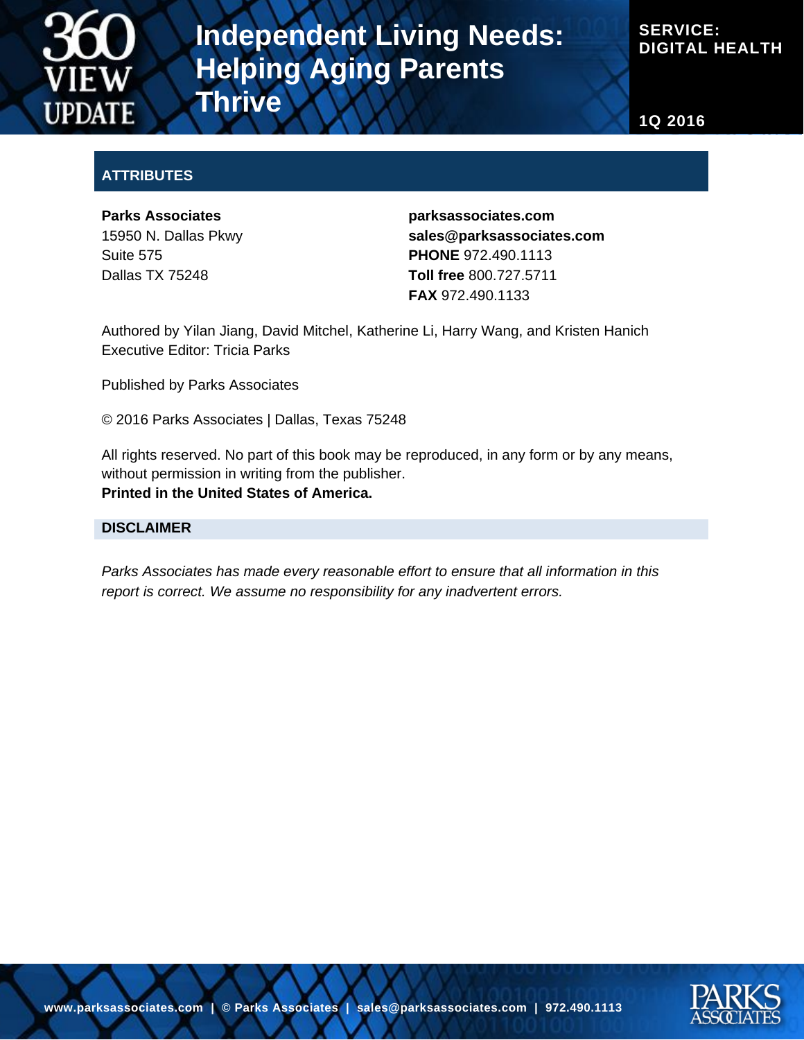# Independent Living Needs: Helping Aging Parents Thrive

**SERVICE: DIGITAL HEALTH**

**1Q 2016**

## ATTRIBUTES

**Parks Associates**
15950 N. Dallas Pkwy
Suite 575
Dallas TX 75248

**parksassociates.com**
**sales@parksassociates.com**
**PHONE** 972.490.1113
**Toll free** 800.727.5711
**FAX** 972.490.1133

Authored by Yilan Jiang, David Mitchel, Katherine Li, Harry Wang, and Kristen Hanich
Executive Editor: Tricia Parks

Published by Parks Associates

© 2016 Parks Associates | Dallas, Texas 75248

All rights reserved. No part of this book may be reproduced, in any form or by any means, without permission in writing from the publisher.
**Printed in the United States of America.**

## DISCLAIMER

*Parks Associates has made every reasonable effort to ensure that all information in this report is correct. We assume no responsibility for any inadvertent errors.*